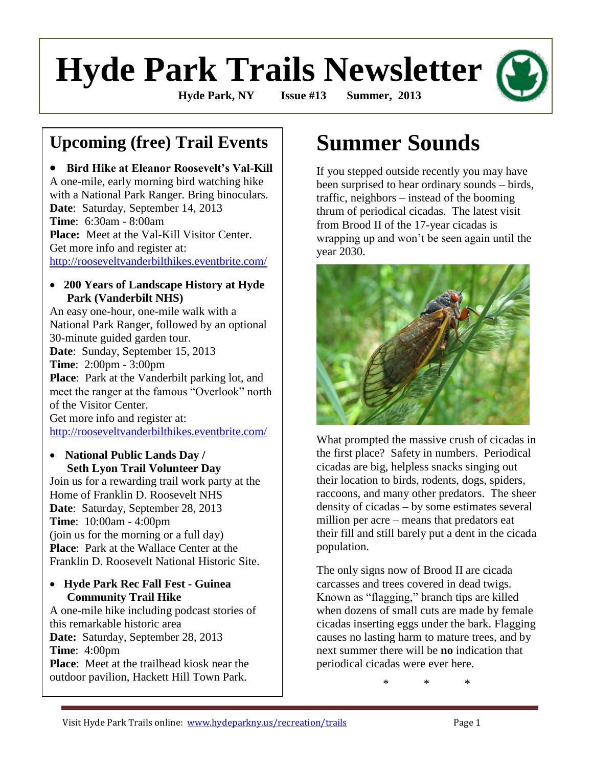# Hyde Park Trails Newsletter

**Hyde Park, NY Issue #13 Summer, 2013**

## Upcoming (free) Trail Events

- **Bird Hike at Eleanor Roosevelt's Val-Kill**

A one-mile, early morning bird watching hike with a National Park Ranger. Bring binoculars.
**Date**: Saturday, September 14, 2013
**Time**: 6:30am - 8:00am
**Place:** Meet at the Val-Kill Visitor Center.
Get more info and register at:
http://rooseveltvanderbilthikes.eventbrite.com/

- **200 Years of Landscape History at Hyde Park (Vanderbilt NHS)**

An easy one-hour, one-mile walk with a National Park Ranger, followed by an optional 30-minute guided garden tour.
**Date**: Sunday, September 15, 2013
**Time**: 2:00pm - 3:00pm
**Place**: Park at the Vanderbilt parking lot, and meet the ranger at the famous "Overlook" north of the Visitor Center.
Get more info and register at:
http://rooseveltvanderbilthikes.eventbrite.com/

- **National Public Lands Day / Seth Lyon Trail Volunteer Day**

Join us for a rewarding trail work party at the Home of Franklin D. Roosevelt NHS
**Date**: Saturday, September 28, 2013
**Time**: 10:00am - 4:00pm
(join us for the morning or a full day)
**Place**: Park at the Wallace Center at the Franklin D. Roosevelt National Historic Site.

- **Hyde Park Rec Fall Fest - Guinea Community Trail Hike**

A one-mile hike including podcast stories of this remarkable historic area
**Date:** Saturday, September 28, 2013
**Time**: 4:00pm
**Place**: Meet at the trailhead kiosk near the outdoor pavilion, Hackett Hill Town Park.

# Summer Sounds

If you stepped outside recently you may have been surprised to hear ordinary sounds – birds, traffic, neighbors – instead of the booming thrum of periodical cicadas. The latest visit from Brood II of the 17-year cicadas is wrapping up and won't be seen again until the year 2030.

What prompted the massive crush of cicadas in the first place? Safety in numbers. Periodical cicadas are big, helpless snacks singing out their location to birds, rodents, dogs, spiders, raccoons, and many other predators. The sheer density of cicadas – by some estimates several million per acre – means that predators eat their fill and still barely put a dent in the cicada population.

The only signs now of Brood II are cicada carcasses and trees covered in dead twigs. Known as "flagging," branch tips are killed when dozens of small cuts are made by female cicadas inserting eggs under the bark. Flagging causes no lasting harm to mature trees, and by next summer there will be **no** indication that periodical cicadas were ever here.

\* \* \*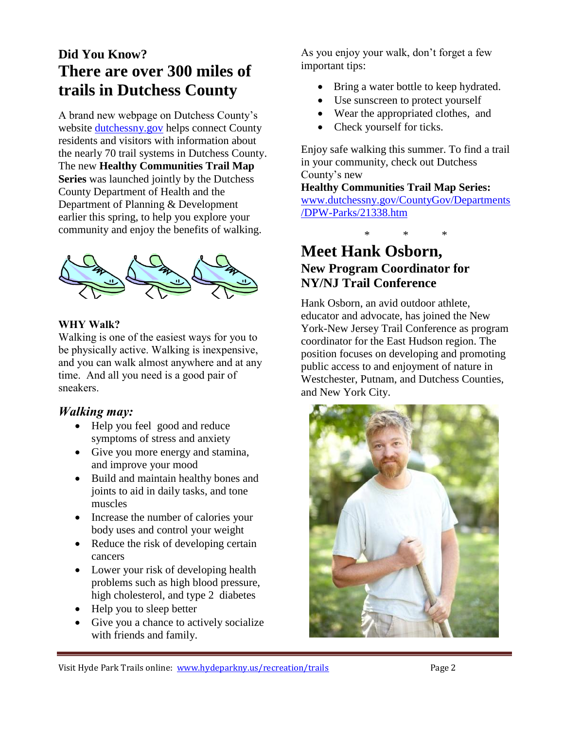**Did You Know?**

## There are over 300 miles of trails in Dutchess County

A brand new webpage on Dutchess County's website [dutchessny.gov](http://dutchessny.gov) helps connect County residents and visitors with information about the nearly 70 trail systems in Dutchess County. The new **Healthy Communities Trail Map Series** was launched jointly by the Dutchess County Department of Health and the Department of Planning & Development earlier this spring, to help you explore your community and enjoy the benefits of walking.

**WHY Walk?**

Walking is one of the easiest ways for you to be physically active. Walking is inexpensive, and you can walk almost anywhere and at any time. And all you need is a good pair of sneakers.

### *Walking may:*

- Help you feel good and reduce symptoms of stress and anxiety
- Give you more energy and stamina, and improve your mood
- Build and maintain healthy bones and joints to aid in daily tasks, and tone muscles
- Increase the number of calories your body uses and control your weight
- Reduce the risk of developing certain cancers
- Lower your risk of developing health problems such as high blood pressure, high cholesterol, and type 2 diabetes
- Help you to sleep better
- Give you a chance to actively socialize with friends and family.

As you enjoy your walk, don't forget a few important tips:

- Bring a water bottle to keep hydrated.
- Use sunscreen to protect yourself
- Wear the appropriated clothes, and
- Check yourself for ticks.

Enjoy safe walking this summer. To find a trail in your community, check out Dutchess County's new
**Healthy Communities Trail Map Series:**
[www.dutchessny.gov/CountyGov/Departments/DPW-Parks/21338.htm](http://www.dutchessny.gov/CountyGov/Departments/DPW-Parks/21338.htm)

\*   \*   \*

## Meet Hank Osborn,

### New Program Coordinator for NY/NJ Trail Conference

Hank Osborn, an avid outdoor athlete, educator and advocate, has joined the New York-New Jersey Trail Conference as program coordinator for the East Hudson region. The position focuses on developing and promoting public access to and enjoyment of nature in Westchester, Putnam, and Dutchess Counties, and New York City.

Visit Hyde Park Trails online: [www.hydeparkny.us/recreation/trails](http://www.hydeparkny.us/recreation/trails)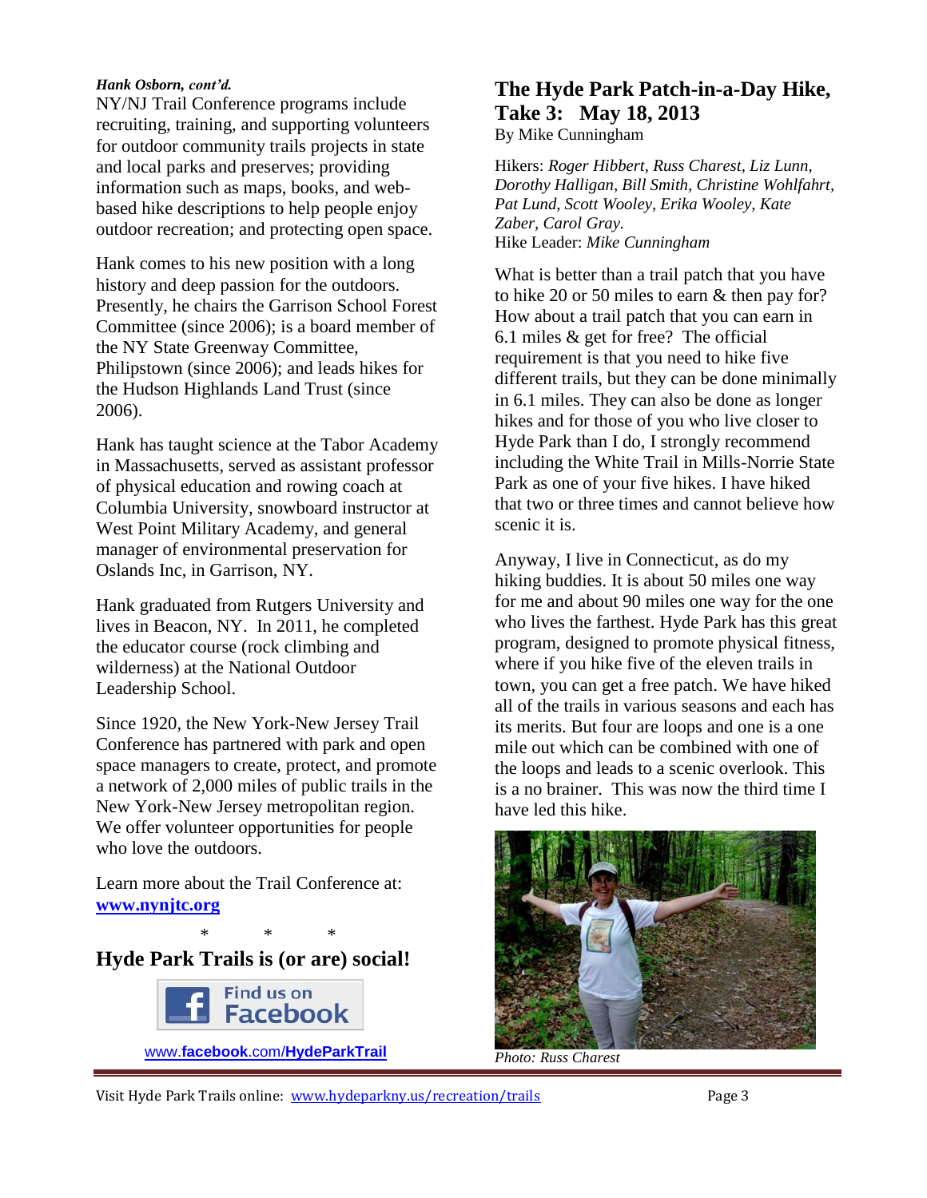***Hank Osborn, cont'd.***

NY/NJ Trail Conference programs include recruiting, training, and supporting volunteers for outdoor community trails projects in state and local parks and preserves; providing information such as maps, books, and web-based hike descriptions to help people enjoy outdoor recreation; and protecting open space.

Hank comes to his new position with a long history and deep passion for the outdoors. Presently, he chairs the Garrison School Forest Committee (since 2006); is a board member of the NY State Greenway Committee, Philipstown (since 2006); and leads hikes for the Hudson Highlands Land Trust (since 2006).

Hank has taught science at the Tabor Academy in Massachusetts, served as assistant professor of physical education and rowing coach at Columbia University, snowboard instructor at West Point Military Academy, and general manager of environmental preservation for Oslands Inc, in Garrison, NY.

Hank graduated from Rutgers University and lives in Beacon, NY. In 2011, he completed the educator course (rock climbing and wilderness) at the National Outdoor Leadership School.

Since 1920, the New York-New Jersey Trail Conference has partnered with park and open space managers to create, protect, and promote a network of 2,000 miles of public trails in the New York-New Jersey metropolitan region. We offer volunteer opportunities for people who love the outdoors.

Learn more about the Trail Conference at: **www.nynjtc.org**

\* \* \*

## Hyde Park Trails is (or are) social!

Find us on Facebook

www.**facebook**.com/**HydeParkTrail**

## The Hyde Park Patch-in-a-Day Hike, Take 3: May 18, 2013

By Mike Cunningham

Hikers: *Roger Hibbert, Russ Charest, Liz Lunn, Dorothy Halligan, Bill Smith, Christine Wohlfahrt, Pat Lund, Scott Wooley, Erika Wooley, Kate Zaber, Carol Gray.*
Hike Leader: *Mike Cunningham*

What is better than a trail patch that you have to hike 20 or 50 miles to earn & then pay for? How about a trail patch that you can earn in 6.1 miles & get for free? The official requirement is that you need to hike five different trails, but they can be done minimally in 6.1 miles. They can also be done as longer hikes and for those of you who live closer to Hyde Park than I do, I strongly recommend including the White Trail in Mills-Norrie State Park as one of your five hikes. I have hiked that two or three times and cannot believe how scenic it is.

Anyway, I live in Connecticut, as do my hiking buddies. It is about 50 miles one way for me and about 90 miles one way for the one who lives the farthest. Hyde Park has this great program, designed to promote physical fitness, where if you hike five of the eleven trails in town, you can get a free patch. We have hiked all of the trails in various seasons and each has its merits. But four are loops and one is a one mile out which can be combined with one of the loops and leads to a scenic overlook. This is a no brainer. This was now the third time I have led this hike.

*Photo: Russ Charest*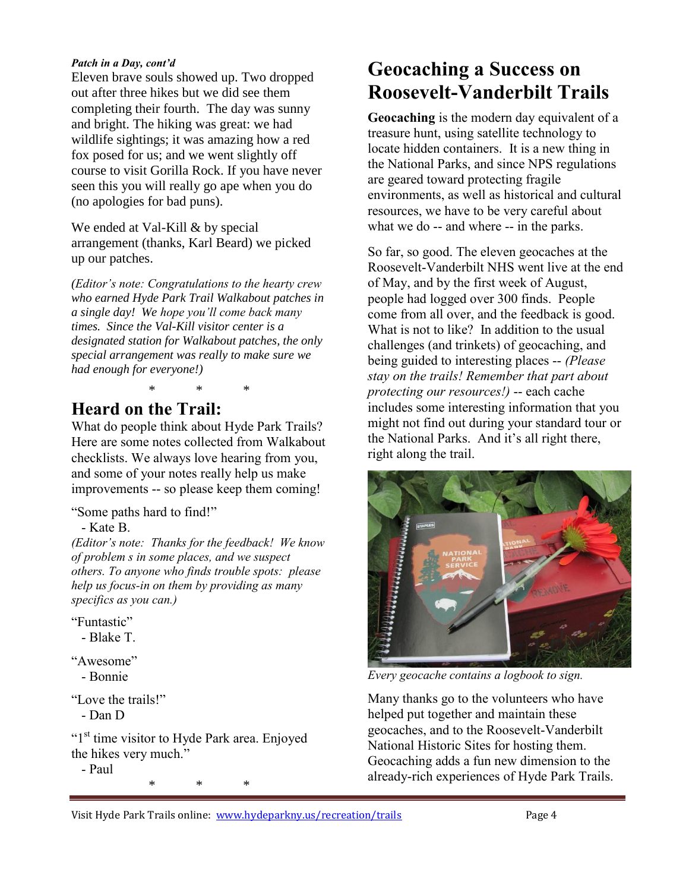***Patch in a Day, cont'd***

Eleven brave souls showed up. Two dropped out after three hikes but we did see them completing their fourth. The day was sunny and bright. The hiking was great: we had wildlife sightings; it was amazing how a red fox posed for us; and we went slightly off course to visit Gorilla Rock. If you have never seen this you will really go ape when you do (no apologies for bad puns).

We ended at Val-Kill & by special arrangement (thanks, Karl Beard) we picked up our patches.

*(Editor's note: Congratulations to the hearty crew who earned Hyde Park Trail Walkabout patches in a single day! We hope you'll come back many times. Since the Val-Kill visitor center is a designated station for Walkabout patches, the only special arrangement was really to make sure we had enough for everyone!)*

\* \* \*

## Heard on the Trail:

What do people think about Hyde Park Trails? Here are some notes collected from Walkabout checklists. We always love hearing from you, and some of your notes really help us make improvements -- so please keep them coming!

"Some paths hard to find!"
- Kate B.

*(Editor's note: Thanks for the feedback! We know of problem s in some places, and we suspect others. To anyone who finds trouble spots: please help us focus-in on them by providing as many specifics as you can.)*

"Funtastic"
- Blake T.

"Awesome"
- Bonnie

"Love the trails!"
- Dan D

"1st time visitor to Hyde Park area. Enjoyed the hikes very much."
- Paul

\* \* \*

# Geocaching a Success on Roosevelt-Vanderbilt Trails

**Geocaching** is the modern day equivalent of a treasure hunt, using satellite technology to locate hidden containers. It is a new thing in the National Parks, and since NPS regulations are geared toward protecting fragile environments, as well as historical and cultural resources, we have to be very careful about what we do -- and where -- in the parks.

So far, so good. The eleven geocaches at the Roosevelt-Vanderbilt NHS went live at the end of May, and by the first week of August, people had logged over 300 finds. People come from all over, and the feedback is good. What is not to like? In addition to the usual challenges (and trinkets) of geocaching, and being guided to interesting places -- *(Please stay on the trails! Remember that part about protecting our resources!)* -- each cache includes some interesting information that you might not find out during your standard tour or the National Parks. And it's all right there, right along the trail.

*Every geocache contains a logbook to sign.*

Many thanks go to the volunteers who have helped put together and maintain these geocaches, and to the Roosevelt-Vanderbilt National Historic Sites for hosting them. Geocaching adds a fun new dimension to the already-rich experiences of Hyde Park Trails.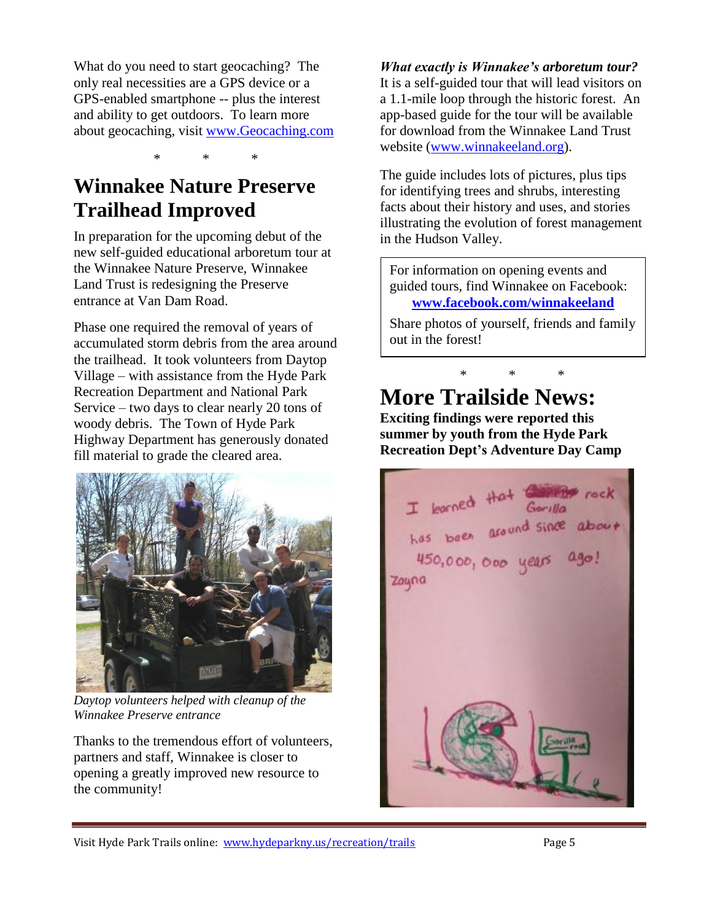What do you need to start geocaching? The only real necessities are a GPS device or a GPS-enabled smartphone -- plus the interest and ability to get outdoors. To learn more about geocaching, visit www.Geocaching.com

\* \* \*

# Winnakee Nature Preserve Trailhead Improved

In preparation for the upcoming debut of the new self-guided educational arboretum tour at the Winnakee Nature Preserve, Winnakee Land Trust is redesigning the Preserve entrance at Van Dam Road.

Phase one required the removal of years of accumulated storm debris from the area around the trailhead. It took volunteers from Daytop Village – with assistance from the Hyde Park Recreation Department and National Park Service – two days to clear nearly 20 tons of woody debris. The Town of Hyde Park Highway Department has generously donated fill material to grade the cleared area.

*Daytop volunteers helped with cleanup of the Winnakee Preserve entrance*

Thanks to the tremendous effort of volunteers, partners and staff, Winnakee is closer to opening a greatly improved new resource to the community!

***What exactly is Winnakee's arboretum tour?***
It is a self-guided tour that will lead visitors on a 1.1-mile loop through the historic forest. An app-based guide for the tour will be available for download from the Winnakee Land Trust website (www.winnakeeland.org).

The guide includes lots of pictures, plus tips for identifying trees and shrubs, interesting facts about their history and uses, and stories illustrating the evolution of forest management in the Hudson Valley.

For information on opening events and guided tours, find Winnakee on Facebook:
**www.facebook.com/winnakeeland**

Share photos of yourself, friends and family out in the forest!

\* \* \*

# More Trailside News:

**Exciting findings were reported this summer by youth from the Hyde Park Recreation Dept's Adventure Day Camp**

I learned that Gorilla rock has been around since about 450,000,000 years ago!
Zayna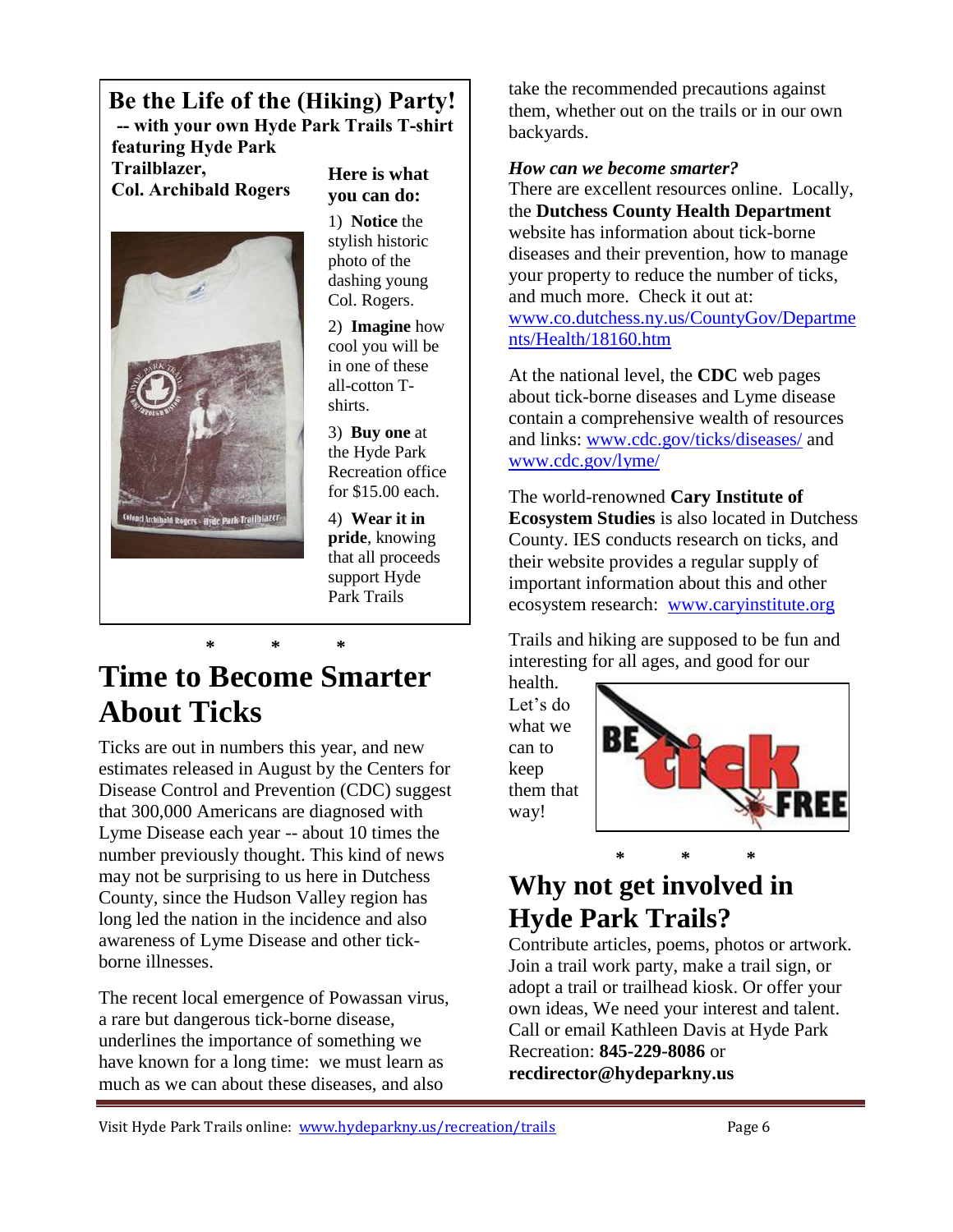## Be the Life of the (Hiking) Party!

**-- with your own Hyde Park Trails T-shirt featuring Hyde Park Trailblazer, Col. Archibald Rogers**

**Here is what you can do:**

1) **Notice** the stylish historic photo of the dashing young Col. Rogers.

2) **Imagine** how cool you will be in one of these all-cotton T-shirts.

3) **Buy one** at the Hyde Park Recreation office for $15.00 each.

4) **Wear it in pride**, knowing that all proceeds support Hyde Park Trails

\* \* \*

# Time to Become Smarter About Ticks

Ticks are out in numbers this year, and new estimates released in August by the Centers for Disease Control and Prevention (CDC) suggest that 300,000 Americans are diagnosed with Lyme Disease each year -- about 10 times the number previously thought. This kind of news may not be surprising to us here in Dutchess County, since the Hudson Valley region has long led the nation in the incidence and also awareness of Lyme Disease and other tick-borne illnesses.

The recent local emergence of Powassan virus, a rare but dangerous tick-borne disease, underlines the importance of something we have known for a long time: we must learn as much as we can about these diseases, and also take the recommended precautions against them, whether out on the trails or in our own backyards.

***How can we become smarter?***

There are excellent resources online. Locally, the **Dutchess County Health Department** website has information about tick-borne diseases and their prevention, how to manage your property to reduce the number of ticks, and much more. Check it out at: [www.co.dutchess.ny.us/CountyGov/Departments/Health/18160.htm](www.co.dutchess.ny.us/CountyGov/Departments/Health/18160.htm)

At the national level, the **CDC** web pages about tick-borne diseases and Lyme disease contain a comprehensive wealth of resources and links: [www.cdc.gov/ticks/diseases/](www.cdc.gov/ticks/diseases/) and [www.cdc.gov/lyme/](www.cdc.gov/lyme/)

The world-renowned **Cary Institute of Ecosystem Studies** is also located in Dutchess County. IES conducts research on ticks, and their website provides a regular supply of important information about this and other ecosystem research: [www.caryinstitute.org](www.caryinstitute.org)

Trails and hiking are supposed to be fun and interesting for all ages, and good for our health. Let's do what we can to keep them that way!

BE tick FREE

\* \* \*

# Why not get involved in Hyde Park Trails?

Contribute articles, poems, photos or artwork. Join a trail work party, make a trail sign, or adopt a trail or trailhead kiosk. Or offer your own ideas, We need your interest and talent. Call or email Kathleen Davis at Hyde Park Recreation: **845-229-8086** or **recdirector@hydeparkny.us**

Visit Hyde Park Trails online: [www.hydeparkny.us/recreation/trails](www.hydeparkny.us/recreation/trails)